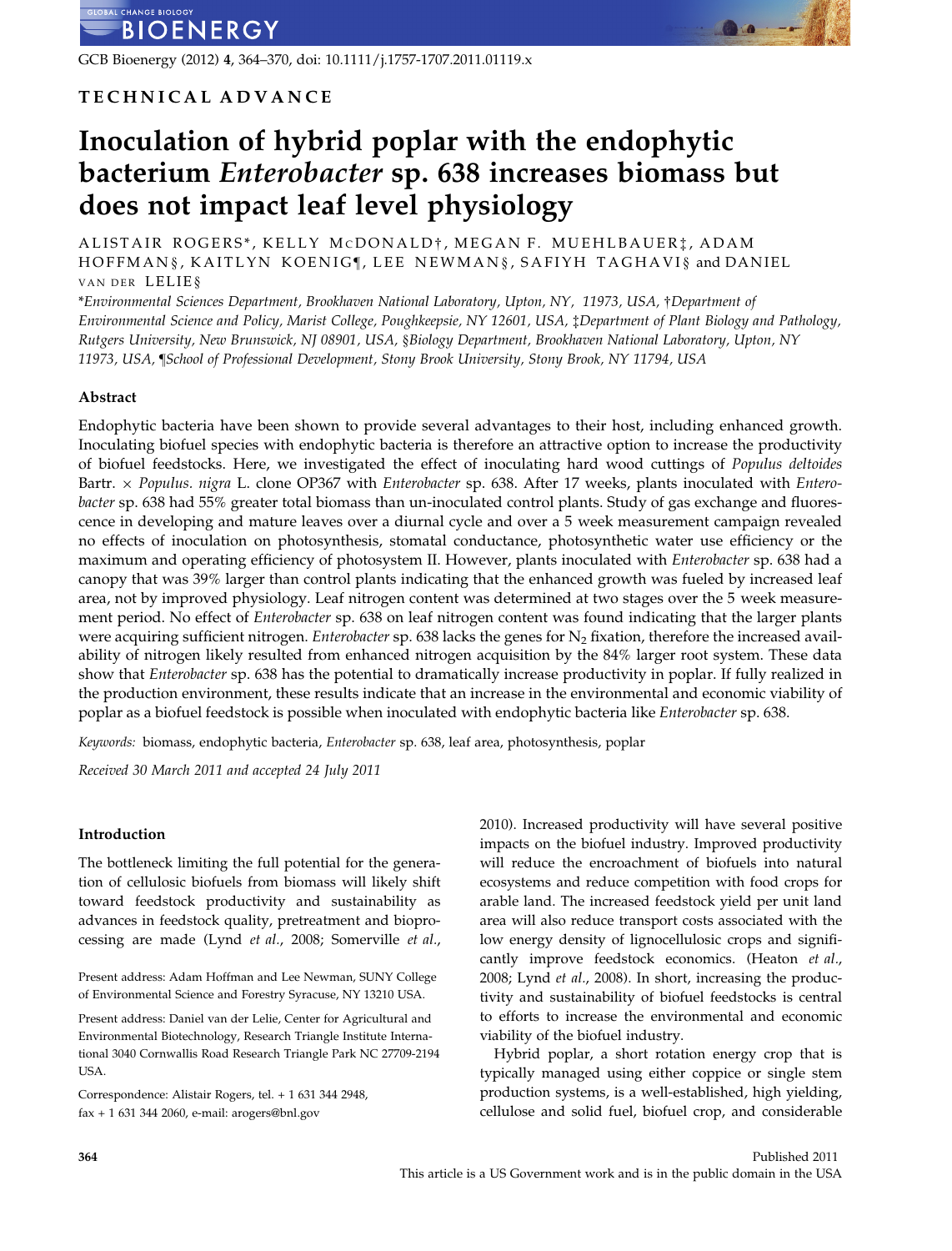TECHNICAL ADVANCE

# Inoculation of hybrid poplar with the endophytic bacterium *Enterobacter* sp. 638 increases biomass but does not impact leaf level physiology

ALISTAIR ROGERS*, KELLY McDONALD†, MEGAN F. MUEHLBAUER‡, ADAM HOFFMAN§, KAITLYN KOENIG¶, LEE NEWMAN§, SAFIYH TAGHAVI§ and DANIEL VAN DER LELIE§

*Environmental Sciences Department, Brookhaven National Laboratory, Upton, NY, 11973, USA, †Department of Environmental Science and Policy, Marist College, Poughkeepsie, NY 12601, USA, ‡Department of Plant Biology and Pathology, Rutgers University, New Brunswick, NJ 08901, USA, §Biology Department, Brookhaven National Laboratory, Upton, NY 11973, USA, ¶School of Professional Development, Stony Brook University, Stony Brook, NY 11794, USA

## Abstract

Endophytic bacteria have been shown to provide several advantages to their host, including enhanced growth. Inoculating biofuel species with endophytic bacteria is therefore an attractive option to increase the productivity of biofuel feedstocks. Here, we investigated the effect of inoculating hard wood cuttings of *Populus deltoides* Bartr. × *Populus. nigra* L. clone OP367 with *Enterobacter* sp. 638. After 17 weeks, plants inoculated with *Enterobacter* sp. 638 had 55% greater total biomass than un-inoculated control plants. Study of gas exchange and fluorescence in developing and mature leaves over a diurnal cycle and over a 5 week measurement campaign revealed no effects of inoculation on photosynthesis, stomatal conductance, photosynthetic water use efficiency or the maximum and operating efficiency of photosystem II. However, plants inoculated with *Enterobacter* sp. 638 had a canopy that was 39% larger than control plants indicating that the enhanced growth was fueled by increased leaf area, not by improved physiology. Leaf nitrogen content was determined at two stages over the 5 week measurement period. No effect of *Enterobacter* sp. 638 on leaf nitrogen content was found indicating that the larger plants were acquiring sufficient nitrogen. *Enterobacter* sp. 638 lacks the genes for $N_2$ fixation, therefore the increased availability of nitrogen likely resulted from enhanced nitrogen acquisition by the 84% larger root system. These data show that *Enterobacter* sp. 638 has the potential to dramatically increase productivity in poplar. If fully realized in the production environment, these results indicate that an increase in the environmental and economic viability of poplar as a biofuel feedstock is possible when inoculated with endophytic bacteria like *Enterobacter* sp. 638.

*Keywords:* biomass, endophytic bacteria, *Enterobacter* sp. 638, leaf area, photosynthesis, poplar

*Received 30 March 2011 and accepted 24 July 2011*

## Introduction

The bottleneck limiting the full potential for the generation of cellulosic biofuels from biomass will likely shift toward feedstock productivity and sustainability as advances in feedstock quality, pretreatment and bioprocessing are made (Lynd *et al.*, 2008; Somerville *et al.*, 2010). Increased productivity will have several positive impacts on the biofuel industry. Improved productivity will reduce the encroachment of biofuels into natural ecosystems and reduce competition with food crops for arable land. The increased feedstock yield per unit land area will also reduce transport costs associated with the low energy density of lignocellulosic crops and significantly improve feedstock economics. (Heaton *et al.*, 2008; Lynd *et al.*, 2008). In short, increasing the productivity and sustainability of biofuel feedstocks is central to efforts to increase the environmental and economic viability of the biofuel industry.

Hybrid poplar, a short rotation energy crop that is typically managed using either coppice or single stem production systems, is a well-established, high yielding, cellulose and solid fuel, biofuel crop, and considerable

Present address: Adam Hoffman and Lee Newman, SUNY College of Environmental Science and Forestry Syracuse, NY 13210 USA.

Present address: Daniel van der Lelie, Center for Agricultural and Environmental Biotechnology, Research Triangle Institute International 3040 Cornwallis Road Research Triangle Park NC 27709-2194 USA.

Correspondence: Alistair Rogers, tel. + 1 631 344 2948, fax + 1 631 344 2060, e-mail: arogers@bnl.gov

Published 2011
This article is a US Government work and is in the public domain in the USA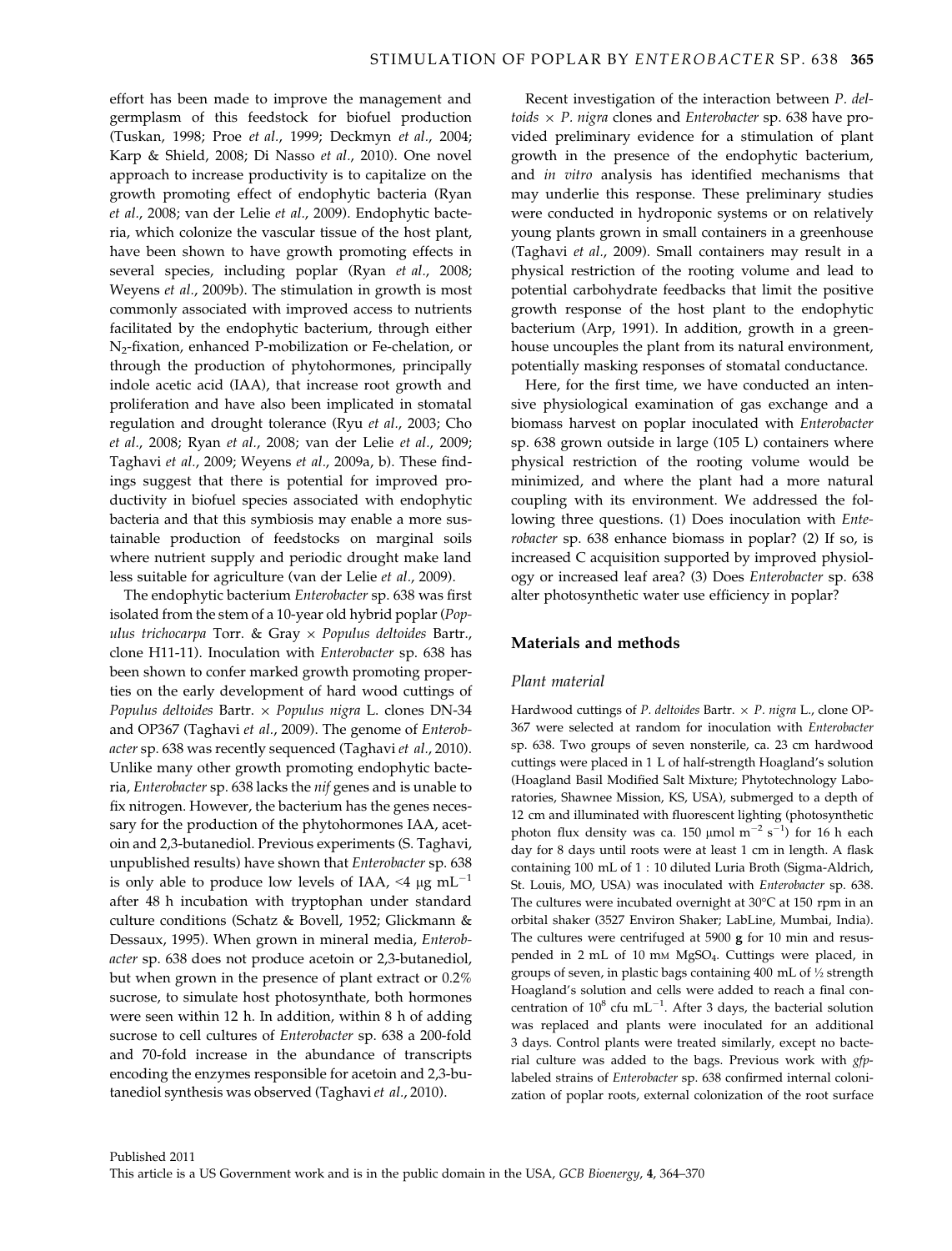effort has been made to improve the management and germplasm of this feedstock for biofuel production (Tuskan, 1998; Proe *et al*., 1999; Deckmyn *et al*., 2004; Karp & Shield, 2008; Di Nasso *et al*., 2010). One novel approach to increase productivity is to capitalize on the growth promoting effect of endophytic bacteria (Ryan *et al*., 2008; van der Lelie *et al*., 2009). Endophytic bacteria, which colonize the vascular tissue of the host plant, have been shown to have growth promoting effects in several species, including poplar (Ryan *et al*., 2008; Weyens *et al*., 2009b). The stimulation in growth is most commonly associated with improved access to nutrients facilitated by the endophytic bacterium, through either $N_2$-fixation, enhanced P-mobilization or Fe-chelation, or through the production of phytohormones, principally indole acetic acid (IAA), that increase root growth and proliferation and have also been implicated in stomatal regulation and drought tolerance (Ryu *et al*., 2003; Cho *et al*., 2008; Ryan *et al*., 2008; van der Lelie *et al*., 2009; Taghavi *et al*., 2009; Weyens *et al*., 2009a, b). These findings suggest that there is potential for improved productivity in biofuel species associated with endophytic bacteria and that this symbiosis may enable a more sustainable production of feedstocks on marginal soils where nutrient supply and periodic drought make land less suitable for agriculture (van der Lelie *et al*., 2009).

The endophytic bacterium *Enterobacter* sp. 638 was first isolated from the stem of a 10-year old hybrid poplar (*Populus trichocarpa* Torr. & Gray × *Populus deltoides* Bartr., clone H11-11). Inoculation with *Enterobacter* sp. 638 has been shown to confer marked growth promoting properties on the early development of hard wood cuttings of *Populus deltoides* Bartr. × *Populus nigra* L. clones DN-34 and OP367 (Taghavi *et al*., 2009). The genome of *Enterobacter* sp. 638 was recently sequenced (Taghavi *et al*., 2010). Unlike many other growth promoting endophytic bacteria, *Enterobacter* sp. 638 lacks the *nif* genes and is unable to fix nitrogen. However, the bacterium has the genes necessary for the production of the phytohormones IAA, acetoin and 2,3-butanediol. Previous experiments (S. Taghavi, unpublished results) have shown that *Enterobacter* sp. 638 is only able to produce low levels of IAA, $<4\ \mu g\ mL^{-1}$ after 48 h incubation with tryptophan under standard culture conditions (Schatz & Bovell, 1952; Glickmann & Dessaux, 1995). When grown in mineral media, *Enterobacter* sp. 638 does not produce acetoin or 2,3-butanediol, but when grown in the presence of plant extract or 0.2% sucrose, to simulate host photosynthate, both hormones were seen within 12 h. In addition, within 8 h of adding sucrose to cell cultures of *Enterobacter* sp. 638 a 200-fold and 70-fold increase in the abundance of transcripts encoding the enzymes responsible for acetoin and 2,3-butanediol synthesis was observed (Taghavi *et al*., 2010).

Recent investigation of the interaction between *P. deltoids* × *P. nigra* clones and *Enterobacter* sp. 638 have provided preliminary evidence for a stimulation of plant growth in the presence of the endophytic bacterium, and *in vitro* analysis has identified mechanisms that may underlie this response. These preliminary studies were conducted in hydroponic systems or on relatively young plants grown in small containers in a greenhouse (Taghavi *et al*., 2009). Small containers may result in a physical restriction of the rooting volume and lead to potential carbohydrate feedbacks that limit the positive growth response of the host plant to the endophytic bacterium (Arp, 1991). In addition, growth in a greenhouse uncouples the plant from its natural environment, potentially masking responses of stomatal conductance.

Here, for the first time, we have conducted an intensive physiological examination of gas exchange and a biomass harvest on poplar inoculated with *Enterobacter* sp. 638 grown outside in large (105 L) containers where physical restriction of the rooting volume would be minimized, and where the plant had a more natural coupling with its environment. We addressed the following three questions. (1) Does inoculation with *Enterobacter* sp. 638 enhance biomass in poplar? (2) If so, is increased C acquisition supported by improved physiology or increased leaf area? (3) Does *Enterobacter* sp. 638 alter photosynthetic water use efficiency in poplar?

## Materials and methods

### Plant material

Hardwood cuttings of *P. deltoides* Bartr. × *P. nigra* L., clone OP-367 were selected at random for inoculation with *Enterobacter* sp. 638. Two groups of seven nonsterile, ca. 23 cm hardwood cuttings were placed in 1 L of half-strength Hoagland's solution (Hoagland Basil Modified Salt Mixture; Phytotechnology Laboratories, Shawnee Mission, KS, USA), submerged to a depth of 12 cm and illuminated with fluorescent lighting (photosynthetic photon flux density was ca. $150\ \mu mol\ m^{-2}\ s^{-1}$) for 16 h each day for 8 days until roots were at least 1 cm in length. A flask containing 100 mL of 1 : 10 diluted Luria Broth (Sigma-Aldrich, St. Louis, MO, USA) was inoculated with *Enterobacter* sp. 638. The cultures were incubated overnight at 30°C at 150 rpm in an orbital shaker (3527 Environ Shaker; LabLine, Mumbai, India). The cultures were centrifuged at 5900 **g** for 10 min and resuspended in 2 mL of 10 mM $MgSO_4$. Cuttings were placed, in groups of seven, in plastic bags containing 400 mL of ½ strength Hoagland's solution and cells were added to reach a final concentration of $10^8$ cfu $mL^{-1}$. After 3 days, the bacterial solution was replaced and plants were inoculated for an additional 3 days. Control plants were treated similarly, except no bacterial culture was added to the bags. Previous work with *gfp*-labeled strains of *Enterobacter* sp. 638 confirmed internal colonization of poplar roots, external colonization of the root surface

Published 2011
This article is a US Government work and is in the public domain in the USA, *GCB Bioenergy*, **4**, 364–370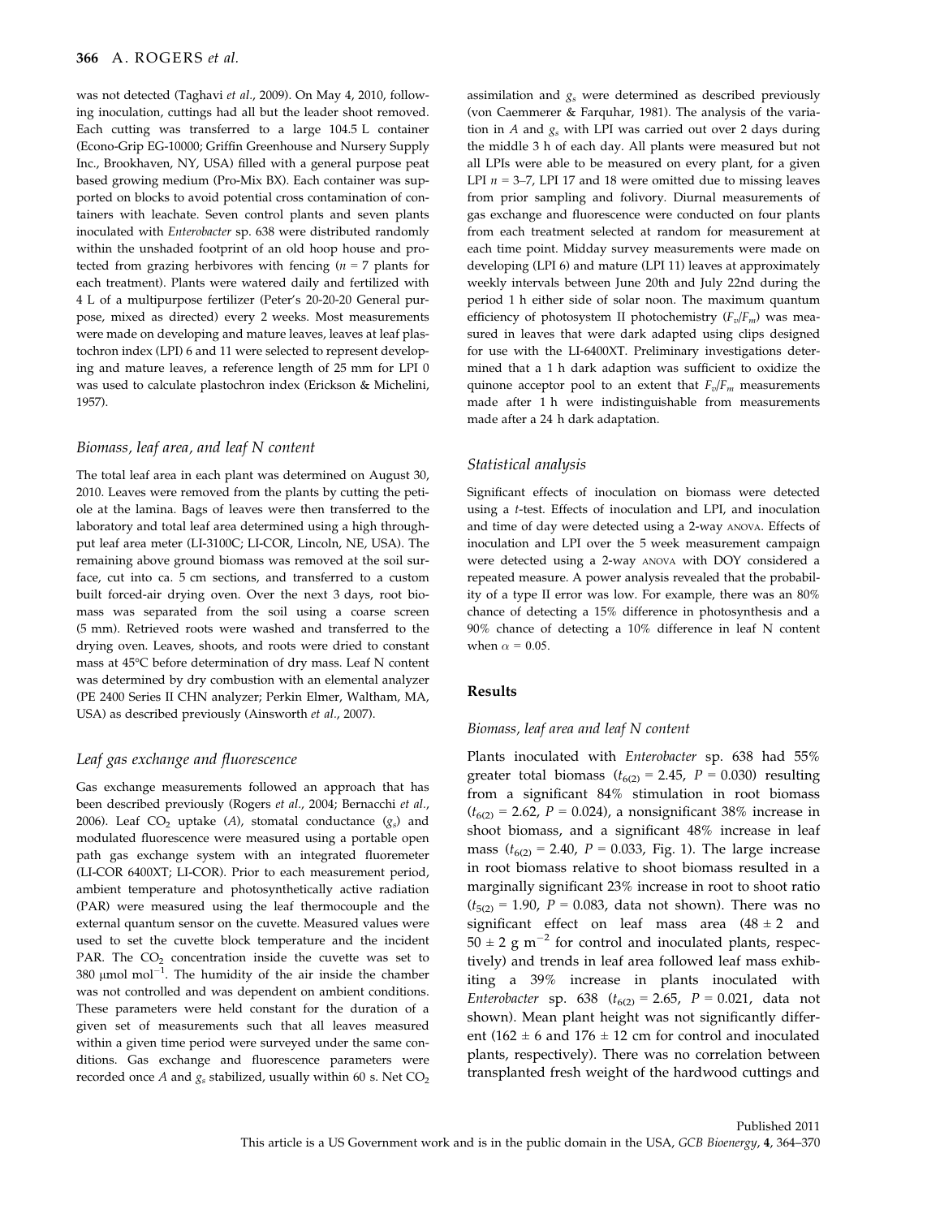was not detected (Taghavi *et al*., 2009). On May 4, 2010, following inoculation, cuttings had all but the leader shoot removed. Each cutting was transferred to a large 104.5 L container (Econo-Grip EG-10000; Griffin Greenhouse and Nursery Supply Inc., Brookhaven, NY, USA) filled with a general purpose peat based growing medium (Pro-Mix BX). Each container was supported on blocks to avoid potential cross contamination of containers with leachate. Seven control plants and seven plants inoculated with *Enterobacter* sp. 638 were distributed randomly within the unshaded footprint of an old hoop house and protected from grazing herbivores with fencing ($n = 7$ plants for each treatment). Plants were watered daily and fertilized with 4 L of a multipurpose fertilizer (Peter's 20-20-20 General purpose, mixed as directed) every 2 weeks. Most measurements were made on developing and mature leaves, leaves at leaf plastochron index (LPI) 6 and 11 were selected to represent developing and mature leaves, a reference length of 25 mm for LPI 0 was used to calculate plastochron index (Erickson & Michelini, 1957).

### *Biomass, leaf area, and leaf N content*

The total leaf area in each plant was determined on August 30, 2010. Leaves were removed from the plants by cutting the petiole at the lamina. Bags of leaves were then transferred to the laboratory and total leaf area determined using a high throughput leaf area meter (LI-3100C; LI-COR, Lincoln, NE, USA). The remaining above ground biomass was removed at the soil surface, cut into ca. 5 cm sections, and transferred to a custom built forced-air drying oven. Over the next 3 days, root biomass was separated from the soil using a coarse screen (5 mm). Retrieved roots were washed and transferred to the drying oven. Leaves, shoots, and roots were dried to constant mass at 45°C before determination of dry mass. Leaf N content was determined by dry combustion with an elemental analyzer (PE 2400 Series II CHN analyzer; Perkin Elmer, Waltham, MA, USA) as described previously (Ainsworth *et al*., 2007).

### *Leaf gas exchange and fluorescence*

Gas exchange measurements followed an approach that has been described previously (Rogers *et al*., 2004; Bernacchi *et al*., 2006). Leaf $CO_2$ uptake ($A$), stomatal conductance ($g_s$) and modulated fluorescence were measured using a portable open path gas exchange system with an integrated fluoremeter (LI-COR 6400XT; LI-COR). Prior to each measurement period, ambient temperature and photosynthetically active radiation (PAR) were measured using the leaf thermocouple and the external quantum sensor on the cuvette. Measured values were used to set the cuvette block temperature and the incident PAR. The $CO_2$ concentration inside the cuvette was set to 380 μmol mol$^{-1}$. The humidity of the air inside the chamber was not controlled and was dependent on ambient conditions. These parameters were held constant for the duration of a given set of measurements such that all leaves measured within a given time period were surveyed under the same conditions. Gas exchange and fluorescence parameters were recorded once $A$ and $g_s$ stabilized, usually within 60 s. Net $CO_2$ assimilation and $g_s$ were determined as described previously (von Caemmerer & Farquhar, 1981). The analysis of the variation in $A$ and $g_s$ with LPI was carried out over 2 days during the middle 3 h of each day. All plants were measured but not all LPIs were able to be measured on every plant, for a given LPI $n = 3$–7, LPI 17 and 18 were omitted due to missing leaves from prior sampling and folivory. Diurnal measurements of gas exchange and fluorescence were conducted on four plants from each treatment selected at random for measurement at each time point. Midday survey measurements were made on developing (LPI 6) and mature (LPI 11) leaves at approximately weekly intervals between June 20th and July 22nd during the period 1 h either side of solar noon. The maximum quantum efficiency of photosystem II photochemistry ($F_v/F_m$) was measured in leaves that were dark adapted using clips designed for use with the LI-6400XT. Preliminary investigations determined that a 1 h dark adaption was sufficient to oxidize the quinone acceptor pool to an extent that $F_v/F_m$ measurements made after 1 h were indistinguishable from measurements made after a 24 h dark adaptation.

### *Statistical analysis*

Significant effects of inoculation on biomass were detected using a *t*-test. Effects of inoculation and LPI, and inoculation and time of day were detected using a 2-way ANOVA. Effects of inoculation and LPI over the 5 week measurement campaign were detected using a 2-way ANOVA with DOY considered a repeated measure. A power analysis revealed that the probability of a type II error was low. For example, there was an 80% chance of detecting a 15% difference in photosynthesis and a 90% chance of detecting a 10% difference in leaf N content when $\alpha = 0.05$.

## Results

### *Biomass, leaf area and leaf N content*

Plants inoculated with *Enterobacter* sp. 638 had 55% greater total biomass ($t_{6(2)} = 2.45$, $P = 0.030$) resulting from a significant 84% stimulation in root biomass ($t_{6(2)} = 2.62$, $P = 0.024$), a nonsignificant 38% increase in shoot biomass, and a significant 48% increase in leaf mass ($t_{6(2)} = 2.40$, $P = 0.033$, Fig. 1). The large increase in root biomass relative to shoot biomass resulted in a marginally significant 23% increase in root to shoot ratio ($t_{5(2)} = 1.90$, $P = 0.083$, data not shown). There was no significant effect on leaf mass area ($48 \pm 2$ and $50 \pm 2$ g m$^{-2}$ for control and inoculated plants, respectively) and trends in leaf area followed leaf mass exhibiting a 39% increase in plants inoculated with *Enterobacter* sp. 638 ($t_{6(2)} = 2.65$, $P = 0.021$, data not shown). Mean plant height was not significantly different ($162 \pm 6$ and $176 \pm 12$ cm for control and inoculated plants, respectively). There was no correlation between transplanted fresh weight of the hardwood cuttings and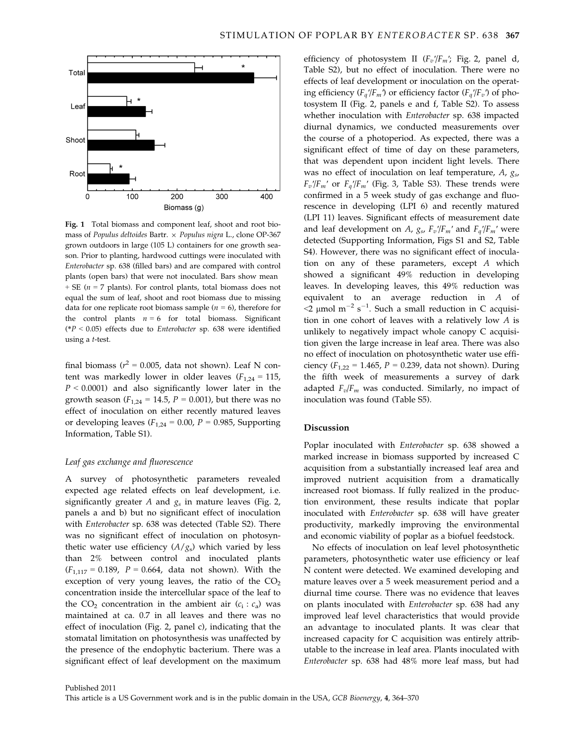Fig. 1 Total biomass and component leaf, shoot and root biomass of *Populus deltoides* Bartr. × *Populus nigra* L., clone OP-367 grown outdoors in large (105 L) containers for one growth season. Prior to planting, hardwood cuttings were inoculated with *Enterobacter* sp. 638 (filled bars) and are compared with control plants (open bars) that were not inoculated. Bars show mean + SE ($n = 7$ plants). For control plants, total biomass does not equal the sum of leaf, shoot and root biomass due to missing data for one replicate root biomass sample ($n = 6$), therefore for the control plants $n = 6$ for total biomass. Significant (*$P < 0.05$) effects due to *Enterobacter* sp. 638 were identified using a *t*-test.

final biomass ($r^2 = 0.005$, data not shown). Leaf N content was markedly lower in older leaves ($F_{1,24} = 115$, $P < 0.0001$) and also significantly lower later in the growth season ($F_{1,24} = 14.5$, $P = 0.001$), but there was no effect of inoculation on either recently matured leaves or developing leaves ($F_{1,24} = 0.00$, $P = 0.985$, Supporting Information, Table S1).

### *Leaf gas exchange and fluorescence*

A survey of photosynthetic parameters revealed expected age related effects on leaf development, i.e. significantly greater $A$ and $g_s$ in mature leaves (Fig. 2, panels a and b) but no significant effect of inoculation with *Enterobacter* sp. 638 was detected (Table S2). There was no significant effect of inoculation on photosynthetic water use efficiency ($A/g_s$) which varied by less than 2% between control and inoculated plants ($F_{1,117} = 0.189$, $P = 0.664$, data not shown). With the exception of very young leaves, the ratio of the $CO_2$ concentration inside the intercellular space of the leaf to the $CO_2$ concentration in the ambient air ($c_i : c_a$) was maintained at ca. 0.7 in all leaves and there was no effect of inoculation (Fig. 2, panel c), indicating that the stomatal limitation on photosynthesis was unaffected by the presence of the endophytic bacterium. There was a significant effect of leaf development on the maximum efficiency of photosystem II ($F_v'/F_m'$; Fig. 2, panel d, Table S2), but no effect of inoculation. There were no effects of leaf development or inoculation on the operating efficiency ($F_q'/F_m'$) or efficiency factor ($F_q'/F_v'$) of photosystem II (Fig. 2, panels e and f, Table S2). To assess whether inoculation with *Enterobacter* sp. 638 impacted diurnal dynamics, we conducted measurements over the course of a photoperiod. As expected, there was a significant effect of time of day on these parameters, that was dependent upon incident light levels. There was no effect of inoculation on leaf temperature, $A$, $g_s$, $F_v'/F_m'$ or $F_q'/F_m'$ (Fig. 3, Table S3). These trends were confirmed in a 5 week study of gas exchange and fluorescence in developing (LPI 6) and recently matured (LPI 11) leaves. Significant effects of measurement date and leaf development on $A$, $g_s$, $F_v'/F_m'$ and $F_q'/F_m'$ were detected (Supporting Information, Figs S1 and S2, Table S4). However, there was no significant effect of inoculation on any of these parameters, except $A$ which showed a significant 49% reduction in developing leaves. In developing leaves, this 49% reduction was equivalent to an average reduction in $A$ of <2 μmol $m^{-2}$ $s^{-1}$. Such a small reduction in C acquisition in one cohort of leaves with a relatively low $A$ is unlikely to negatively impact whole canopy C acquisition given the large increase in leaf area. There was also no effect of inoculation on photosynthetic water use efficiency ($F_{1,22} = 1.465$, $P = 0.239$, data not shown). During the fifth week of measurements a survey of dark adapted $F_v/F_m$ was conducted. Similarly, no impact of inoculation was found (Table S5).

## Discussion

Poplar inoculated with *Enterobacter* sp. 638 showed a marked increase in biomass supported by increased C acquisition from a substantially increased leaf area and improved nutrient acquisition from a dramatically increased root biomass. If fully realized in the production environment, these results indicate that poplar inoculated with *Enterobacter* sp. 638 will have greater productivity, markedly improving the environmental and economic viability of poplar as a biofuel feedstock.

No effects of inoculation on leaf level photosynthetic parameters, photosynthetic water use efficiency or leaf N content were detected. We examined developing and mature leaves over a 5 week measurement period and a diurnal time course. There was no evidence that leaves on plants inoculated with *Enterobacter* sp. 638 had any improved leaf level characteristics that would provide an advantage to inoculated plants. It was clear that increased capacity for C acquisition was entirely attributable to the increase in leaf area. Plants inoculated with *Enterobacter* sp. 638 had 48% more leaf mass, but had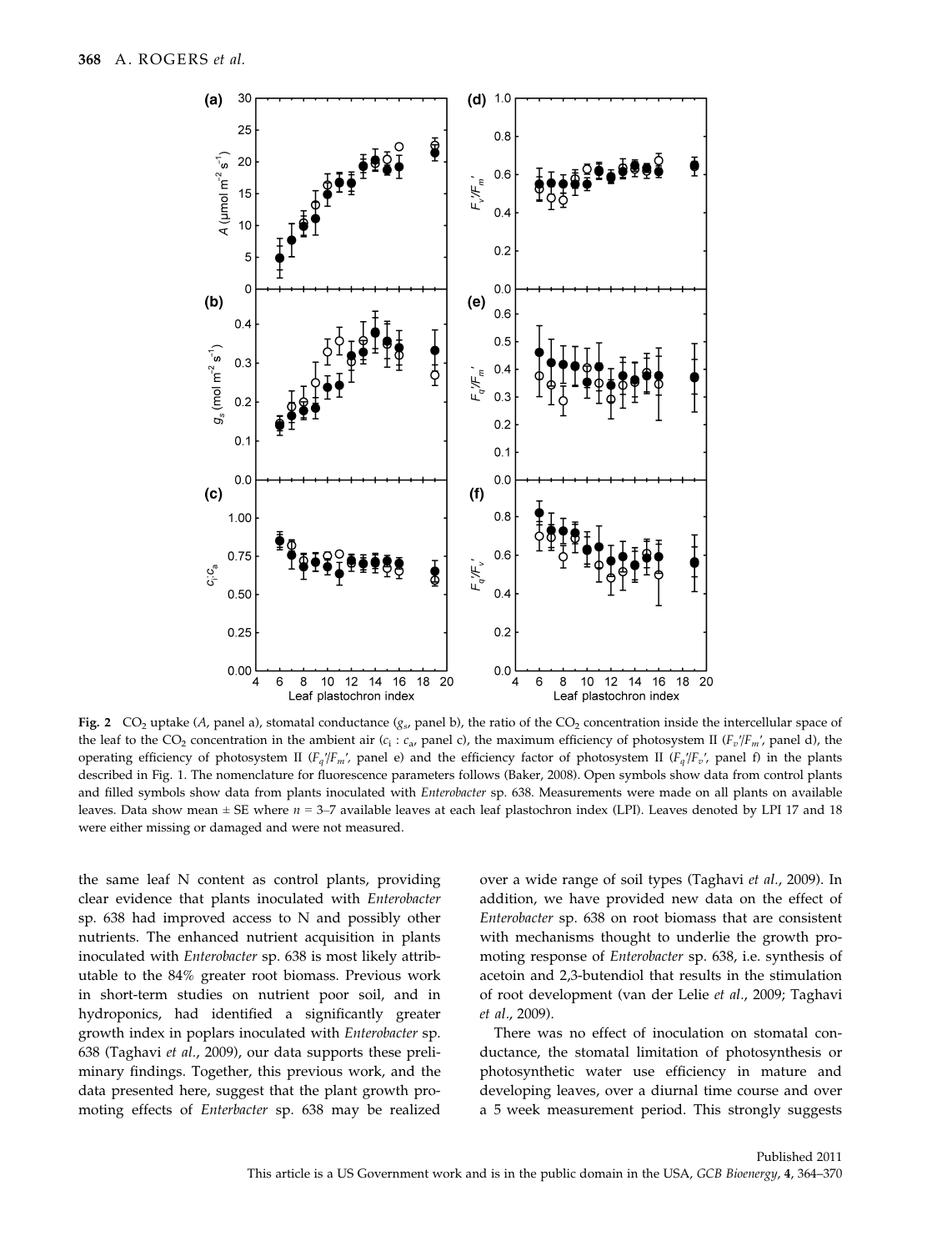**Fig. 2** $CO_2$ uptake ($A$, panel a), stomatal conductance ($g_s$, panel b), the ratio of the $CO_2$ concentration inside the intercellular space of the leaf to the $CO_2$ concentration in the ambient air ($c_i : c_a$, panel c), the maximum efficiency of photosystem II ($F_v'/F_m'$, panel d), the operating efficiency of photosystem II ($F_q'/F_m'$, panel e) and the efficiency factor of photosystem II ($F_q'/F_v'$, panel f) in the plants described in Fig. 1. The nomenclature for fluorescence parameters follows (Baker, 2008). Open symbols show data from control plants and filled symbols show data from plants inoculated with *Enterobacter* sp. 638. Measurements were made on all plants on available leaves. Data show mean ± SE where $n = 3$–7 available leaves at each leaf plastochron index (LPI). Leaves denoted by LPI 17 and 18 were either missing or damaged and were not measured.

the same leaf N content as control plants, providing clear evidence that plants inoculated with *Enterobacter* sp. 638 had improved access to N and possibly other nutrients. The enhanced nutrient acquisition in plants inoculated with *Enterobacter* sp. 638 is most likely attributable to the 84% greater root biomass. Previous work in short-term studies on nutrient poor soil, and in hydroponics, had identified a significantly greater growth index in poplars inoculated with *Enterobacter* sp. 638 (Taghavi *et al*., 2009), our data supports these preliminary findings. Together, this previous work, and the data presented here, suggest that the plant growth promoting effects of *Enterbacter* sp. 638 may be realized over a wide range of soil types (Taghavi *et al*., 2009). In addition, we have provided new data on the effect of *Enterobacter* sp. 638 on root biomass that are consistent with mechanisms thought to underlie the growth promoting response of *Enterobacter* sp. 638, i.e. synthesis of acetoin and 2,3-butendiol that results in the stimulation of root development (van der Lelie *et al*., 2009; Taghavi *et al*., 2009).

There was no effect of inoculation on stomatal conductance, the stomatal limitation of photosynthesis or photosynthetic water use efficiency in mature and developing leaves, over a diurnal time course and over a 5 week measurement period. This strongly suggests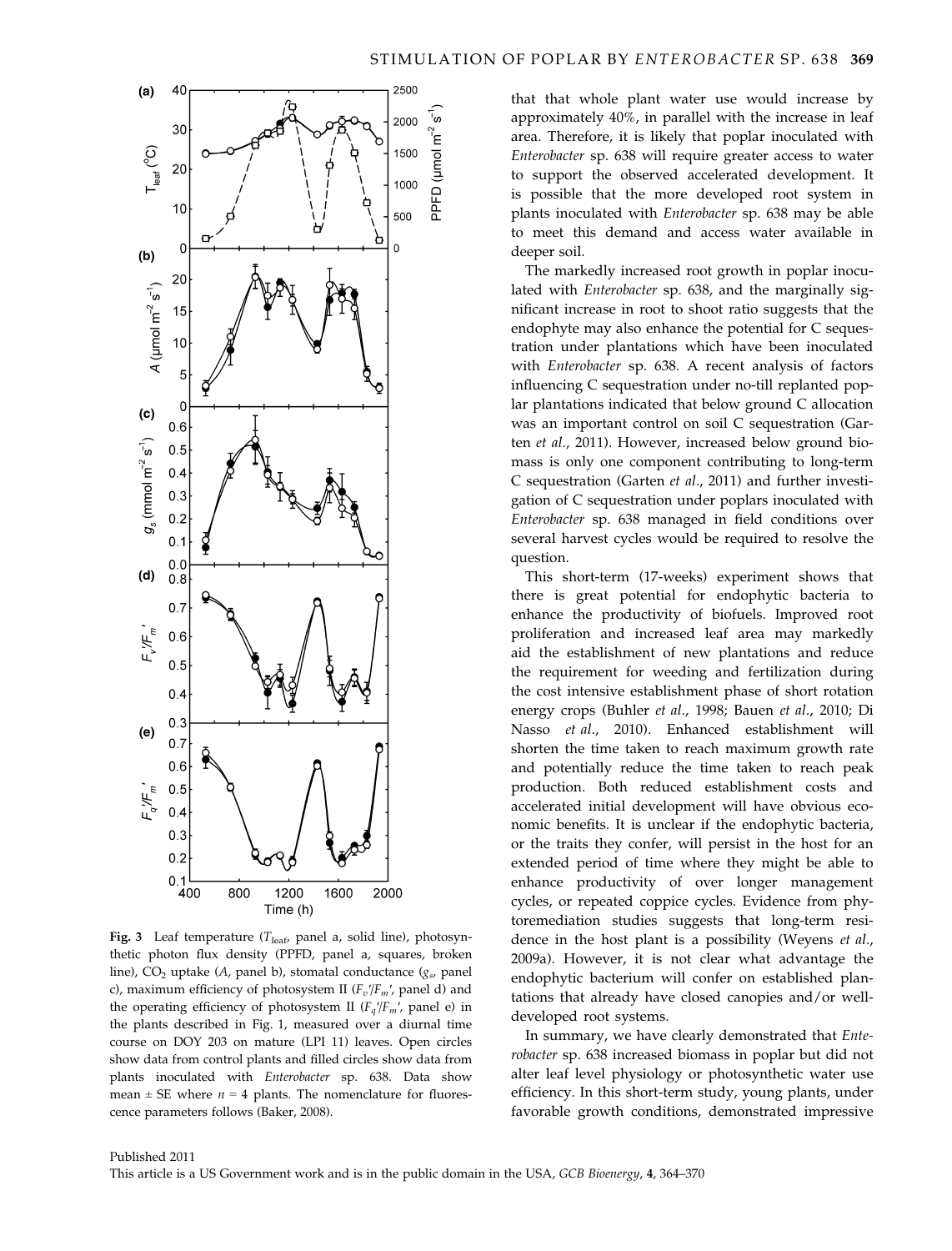**Fig. 3** Leaf temperature ($T_{leaf}$, panel a, solid line), photosynthetic photon flux density (PPFD, panel a, squares, broken line), $CO_2$ uptake ($A$, panel b), stomatal conductance ($g_s$, panel c), maximum efficiency of photosystem II ($F_v'/F_m'$, panel d) and the operating efficiency of photosystem II ($F_q'/F_m'$, panel e) in the plants described in Fig. 1, measured over a diurnal time course on DOY 203 on mature (LPI 11) leaves. Open circles show data from control plants and filled circles show data from plants inoculated with *Enterobacter* sp. 638. Data show mean ± SE where $n = 4$ plants. The nomenclature for fluorescence parameters follows (Baker, 2008).

that that whole plant water use would increase by approximately 40%, in parallel with the increase in leaf area. Therefore, it is likely that poplar inoculated with *Enterobacter* sp. 638 will require greater access to water to support the observed accelerated development. It is possible that the more developed root system in plants inoculated with *Enterobacter* sp. 638 may be able to meet this demand and access water available in deeper soil.

The markedly increased root growth in poplar inoculated with *Enterobacter* sp. 638, and the marginally significant increase in root to shoot ratio suggests that the endophyte may also enhance the potential for C sequestration under plantations which have been inoculated with *Enterobacter* sp. 638. A recent analysis of factors influencing C sequestration under no-till replanted poplar plantations indicated that below ground C allocation was an important control on soil C sequestration (Garten *et al.*, 2011). However, increased below ground biomass is only one component contributing to long-term C sequestration (Garten *et al.*, 2011) and further investigation of C sequestration under poplars inoculated with *Enterobacter* sp. 638 managed in field conditions over several harvest cycles would be required to resolve the question.

This short-term (17-weeks) experiment shows that there is great potential for endophytic bacteria to enhance the productivity of biofuels. Improved root proliferation and increased leaf area may markedly aid the establishment of new plantations and reduce the requirement for weeding and fertilization during the cost intensive establishment phase of short rotation energy crops (Buhler *et al.*, 1998; Bauen *et al.*, 2010; Di Nasso *et al.*, 2010). Enhanced establishment will shorten the time taken to reach maximum growth rate and potentially reduce the time taken to reach peak production. Both reduced establishment costs and accelerated initial development will have obvious economic benefits. It is unclear if the endophytic bacteria, or the traits they confer, will persist in the host for an extended period of time where they might be able to enhance productivity of over longer management cycles, or repeated coppice cycles. Evidence from phytoremediation studies suggests that long-term residence in the host plant is a possibility (Weyens *et al.*, 2009a). However, it is not clear what advantage the endophytic bacterium will confer on established plantations that already have closed canopies and/or well-developed root systems.

In summary, we have clearly demonstrated that *Enterobacter* sp. 638 increased biomass in poplar but did not alter leaf level physiology or photosynthetic water use efficiency. In this short-term study, young plants, under favorable growth conditions, demonstrated impressive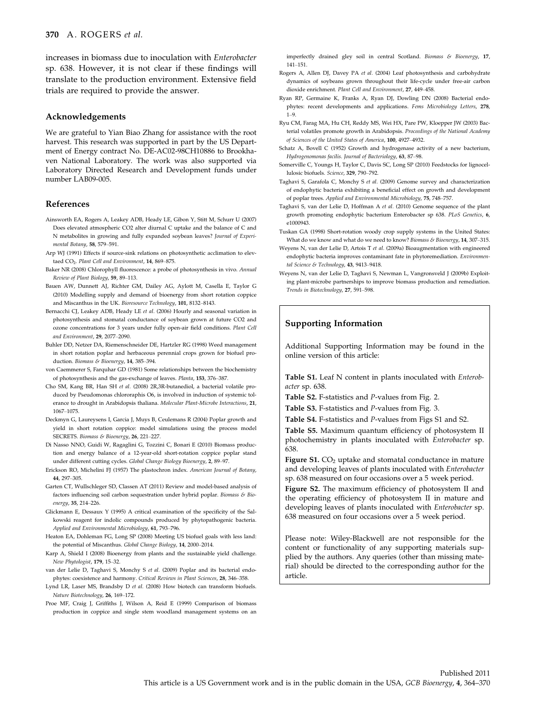increases in biomass due to inoculation with *Enterobacter* sp. 638. However, it is not clear if these findings will translate to the production environment. Extensive field trials are required to provide the answer.

## Acknowledgements

We are grateful to Yian Biao Zhang for assistance with the root harvest. This research was supported in part by the US Department of Energy contract No. DE-AC02-98CH10886 to Brookhaven National Laboratory. The work was also supported via Laboratory Directed Research and Development funds under number LAB09-005.

## References

Ainsworth EA, Rogers A, Leakey ADB, Heady LE, Gibon Y, Stitt M, Schurr U (2007) Does elevated atmospheric CO2 alter diurnal C uptake and the balance of C and N metabolites in growing and fully expanded soybean leaves? *Journal of Experimental Botany*, **58**, 579–591.

Arp WJ (1991) Effects if source-sink relations on photosynthetic acclimation to elevtaed $CO_2$. *Plant Cell and Environment*, **14**, 869–875.

Baker NR (2008) Chlorophyll fluorescence: a probe of photosynthesis in vivo. *Annual Review of Plant Biology*, **59**, 89–113.

Bauen AW, Dunnett AJ, Richter GM, Dailey AG, Aylott M, Casella E, Taylor G (2010) Modelling supply and demand of bioenergy from short rotation coppice and Miscanthus in the UK. *Bioresource Technology*, **101**, 8132–8143.

Bernacchi CJ, Leakey ADB, Heady LE *et al.* (2006) Hourly and seasonal variation in photosynthesis and stomatal conductance of soybean grown at future CO2 and ozone concentrations for 3 years under fully open-air field conditions. *Plant Cell and Environment*, **29**, 2077–2090.

Buhler DD, Netzer DA, Riemenschneider DE, Hartzler RG (1998) Weed management in short rotation poplar and herbaceous perennial crops grown for biofuel production. *Biomass & Bioenergy*, **14**, 385–394.

von Caemmerer S, Farquhar GD (1981) Some relationships between the biochemistry of photosynthesis and the gas-exchange of leaves. *Planta*, **153**, 376–387.

Cho SM, Kang BR, Han SH *et al.* (2008) 2R,3R-butanediol, a bacterial volatile produced by Pseudomonas chlororaphis O6, is involved in induction of systemic tolerance to drought in Arabidopsis thaliana. *Molecular Plant-Microbe Interactions*, **21**, 1067–1075.

Deckmyn G, Laureysens I, Garcia J, Muys B, Ceulemans R (2004) Poplar growth and yield in short rotation coppice: model simulations using the process model SECRETS. *Biomass & Bioenergy*, **26**, 221–227.

Di Nasso NNO, Guidi W, Ragaglini G, Tozzini C, Bonari E (2010) Biomass production and energy balance of a 12-year-old short-rotation coppice poplar stand under different cutting cycles. *Global Change Biology Bioenergy*, **2**, 89–97.

Erickson RO, Michelini FJ (1957) The plastochron index. *American Journal of Botany*, **44**, 297–305.

Garten CT, Wullschleger SD, Classen AT (2011) Review and model-based analysis of factors influencing soil carbon sequestration under hybrid poplar. *Biomass & Bioenergy*, **35**, 214–226.

Glickmann E, Dessaux Y (1995) A critical examination of the specificity of the Salkowski reagent for indolic compounds produced by phytopathogenic bacteria. *Applied and Environmental Microbiology*, **61**, 793–796.

Heaton EA, Dohleman FG, Long SP (2008) Meeting US biofuel goals with less land: the potential of Miscanthus. *Global Change Biology*, **14**, 2000–2014.

Karp A, Shield I (2008) Bioenergy from plants and the sustainable yield challenge. *New Phytologist*, **179**, 15–32.

van der Lelie D, Taghavi S, Monchy S *et al.* (2009) Poplar and its bacterial endophytes: coexistence and harmony. *Critical Reviews in Plant Sciences*, **28**, 346–358.

Lynd LR, Laser MS, Brandsby D *et al.* (2008) How biotech can transform biofuels. *Nature Biotechnology*, **26**, 169–172.

Proe MF, Craig J, Griffiths J, Wilson A, Reid E (1999) Comparison of biomass production in coppice and single stem woodland management systems on an imperfectly drained gley soil in central Scotland. *Biomass & Bioenergy*, **17**, 141–151.

Rogers A, Allen DJ, Davey PA *et al.* (2004) Leaf photosynthesis and carbohydrate dynamics of soybeans grown throughout their life-cycle under free-air carbon dioxide enrichment. *Plant Cell and Environment*, **27**, 449–458.

Ryan RP, Germaine K, Franks A, Ryan DJ, Dowling DN (2008) Bacterial endophytes: recent developments and applications. *Fems Microbiology Letters*, **278**, 1–9.

Ryu CM, Farag MA, Hu CH, Reddy MS, Wei HX, Pare PW, Kloepper JW (2003) Bacterial volatiles promote growth in Arabidopsis. *Proceedings of the National Academy of Sciences of the United States of America*, **100**, 4927–4932.

Schatz A, Bovell C (1952) Growth and hydrogenase activity of a new bacterium, *Hydrogenomonas facilis*. *Journal of Bacteriology*, **63**, 87–98.

Somerville C, Youngs H, Taylor C, Davis SC, Long SP (2010) Feedstocks for lignocellulosic biofuels. *Science*, **329**, 790–792.

Taghavi S, Garafola C, Monchy S *et al.* (2009) Genome survey and characterization of endophytic bacteria exhibiting a beneficial effect on growth and development of poplar trees. *Applied and Environmental Microbiology*, **75**, 748–757.

Taghavi S, van der Lelie D, Hoffman A *et al.* (2010) Genome sequence of the plant growth promoting endophytic bacterium Enterobacter sp 638. *PLoS Genetics*, **6**, e1000943.

Tuskan GA (1998) Short-rotation woody crop supply systems in the United States: What do we know and what do we need to know? *Biomass & Bioenergy*, **14**, 307–315.

Weyens N, van der Lelie D, Artois T *et al.* (2009a) Bioaugmentation with engineered endophytic bacteria improves contaminant fate in phytoremediation. *Environmental Science & Technology*, **43**, 9413–9418.

Weyens N, van der Lelie D, Taghavi S, Newman L, Vangronsveld J (2009b) Exploiting plant-microbe partnerships to improve biomass production and remediation. *Trends in Biotechnology*, **27**, 591–598.

## Supporting Information

Additional Supporting Information may be found in the online version of this article:

**Table S1.** Leaf N content in plants inoculated with *Enterobacter* sp. 638.

**Table S2.** F-statistics and *P*-values from Fig. 2.

**Table S3.** F-statistics and *P*-values from Fig. 3.

**Table S4.** F-statistics and *P*-values from Figs S1 and S2.

**Table S5.** Maximum quantum efficiency of photosystem II photochemistry in plants inoculated with *Enterobacter* sp. 638.

**Figure S1.** $CO_2$ uptake and stomatal conductance in mature and developing leaves of plants inoculated with *Enterobacter* sp. 638 measured on four occasions over a 5 week period.

**Figure S2.** The maximum efficiency of photosystem II and the operating efficiency of photosystem II in mature and developing leaves of plants inoculated with *Enterobacter* sp. 638 measured on four occasions over a 5 week period.

Please note: Wiley-Blackwell are not responsible for the content or functionality of any supporting materials supplied by the authors. Any queries (other than missing material) should be directed to the corresponding author for the article.